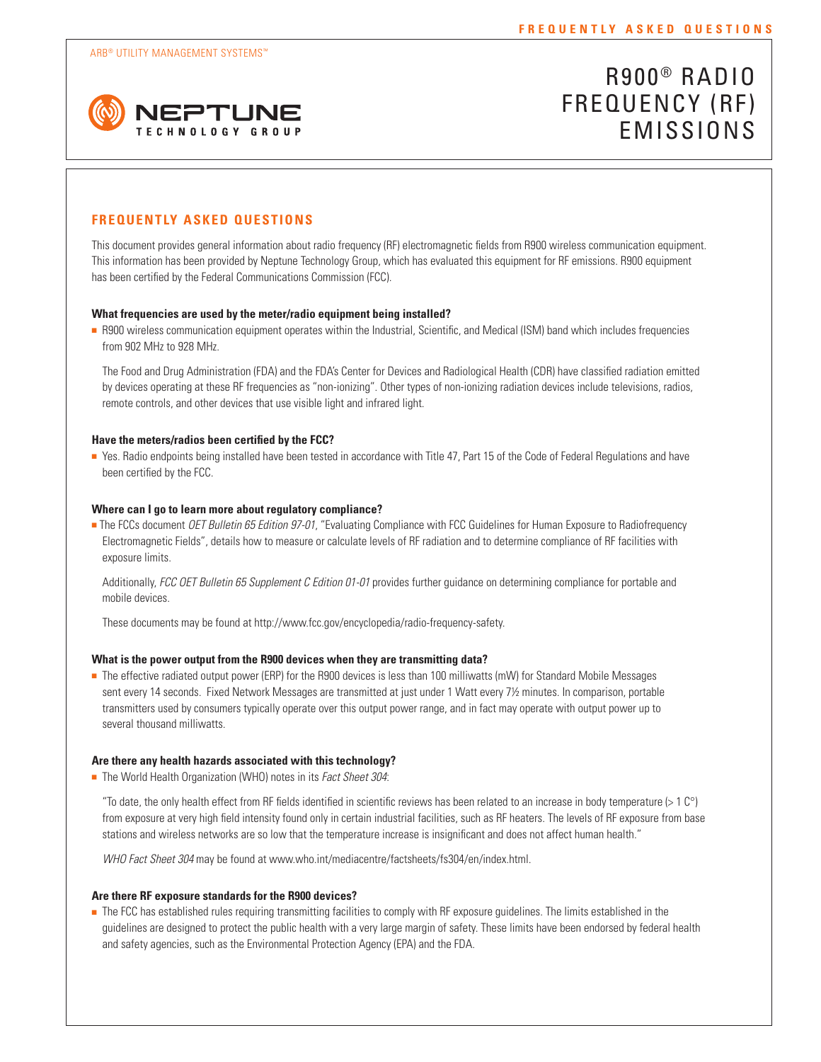ARB® UTILITY MANAGEMENT SYSTEMS™

NEPTUNE TECHNOLOGY GROUP

# R900® RADIO FREQUENCY (RF) EMISSIONS

## FREQUENTLY ASKED QUESTIONS

This document provides general information about radio frequency (RF) electromagnetic fields from R900 wireless communication equipment. This information has been provided by Neptune Technology Group, which has evaluated this equipment for RF emissions. R900 equipment has been certified by the Federal Communications Commission (FCC).

**What frequencies are used by the meter/radio equipment being installed?**

- R900 wireless communication equipment operates within the Industrial, Scientific, and Medical (ISM) band which includes frequencies from 902 MHz to 928 MHz.

  The Food and Drug Administration (FDA) and the FDA's Center for Devices and Radiological Health (CDR) have classified radiation emitted by devices operating at these RF frequencies as "non-ionizing". Other types of non-ionizing radiation devices include televisions, radios, remote controls, and other devices that use visible light and infrared light.

**Have the meters/radios been certified by the FCC?**

- Yes. Radio endpoints being installed have been tested in accordance with Title 47, Part 15 of the Code of Federal Regulations and have been certified by the FCC.

**Where can I go to learn more about regulatory compliance?**

- The FCCs document *OET Bulletin 65 Edition 97-01*, "Evaluating Compliance with FCC Guidelines for Human Exposure to Radiofrequency Electromagnetic Fields", details how to measure or calculate levels of RF radiation and to determine compliance of RF facilities with exposure limits.

  Additionally, *FCC OET Bulletin 65 Supplement C Edition 01-01* provides further guidance on determining compliance for portable and mobile devices.

  These documents may be found at http://www.fcc.gov/encyclopedia/radio-frequency-safety.

**What is the power output from the R900 devices when they are transmitting data?**

- The effective radiated output power (ERP) for the R900 devices is less than 100 milliwatts (mW) for Standard Mobile Messages sent every 14 seconds. Fixed Network Messages are transmitted at just under 1 Watt every 7½ minutes. In comparison, portable transmitters used by consumers typically operate over this output power range, and in fact may operate with output power up to several thousand milliwatts.

**Are there any health hazards associated with this technology?**

- The World Health Organization (WHO) notes in its *Fact Sheet 304*:

  "To date, the only health effect from RF fields identified in scientific reviews has been related to an increase in body temperature (> 1 C°) from exposure at very high field intensity found only in certain industrial facilities, such as RF heaters. The levels of RF exposure from base stations and wireless networks are so low that the temperature increase is insignificant and does not affect human health."

  *WHO Fact Sheet 304* may be found at www.who.int/mediacentre/factsheets/fs304/en/index.html.

**Are there RF exposure standards for the R900 devices?**

- The FCC has established rules requiring transmitting facilities to comply with RF exposure guidelines. The limits established in the guidelines are designed to protect the public health with a very large margin of safety. These limits have been endorsed by federal health and safety agencies, such as the Environmental Protection Agency (EPA) and the FDA.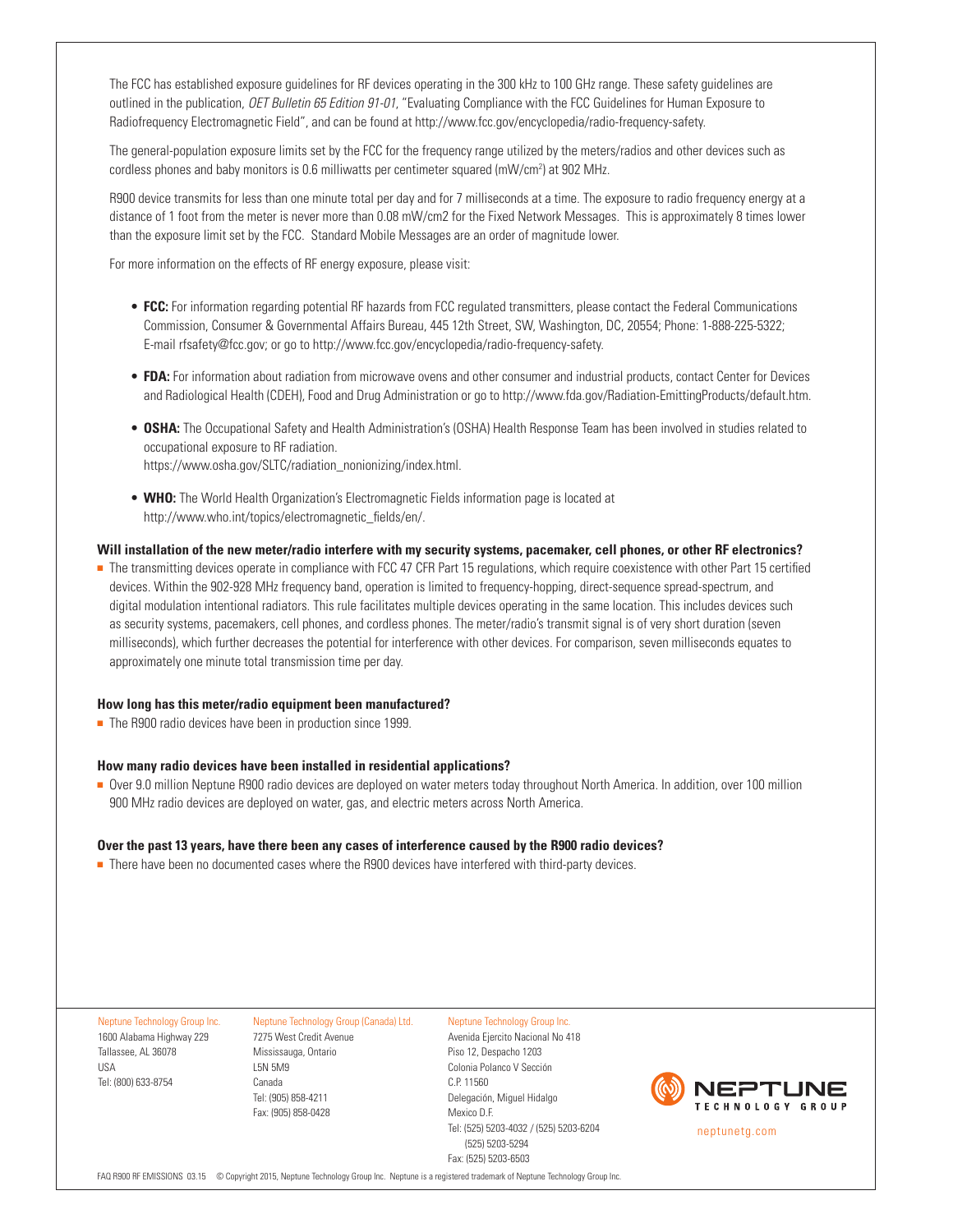The FCC has established exposure guidelines for RF devices operating in the 300 kHz to 100 GHz range. These safety guidelines are outlined in the publication, *OET Bulletin 65 Edition 91-01*, "Evaluating Compliance with the FCC Guidelines for Human Exposure to Radiofrequency Electromagnetic Field", and can be found at http://www.fcc.gov/encyclopedia/radio-frequency-safety.

The general-population exposure limits set by the FCC for the frequency range utilized by the meters/radios and other devices such as cordless phones and baby monitors is 0.6 milliwatts per centimeter squared (mW/cm$^2$) at 902 MHz.

R900 device transmits for less than one minute total per day and for 7 milliseconds at a time. The exposure to radio frequency energy at a distance of 1 foot from the meter is never more than 0.08 mW/cm2 for the Fixed Network Messages. This is approximately 8 times lower than the exposure limit set by the FCC. Standard Mobile Messages are an order of magnitude lower.

For more information on the effects of RF energy exposure, please visit:

- **FCC:** For information regarding potential RF hazards from FCC regulated transmitters, please contact the Federal Communications Commission, Consumer & Governmental Affairs Bureau, 445 12th Street, SW, Washington, DC, 20554; Phone: 1-888-225-5322; E-mail rfsafety@fcc.gov; or go to http://www.fcc.gov/encyclopedia/radio-frequency-safety.
- **FDA:** For information about radiation from microwave ovens and other consumer and industrial products, contact Center for Devices and Radiological Health (CDEH), Food and Drug Administration or go to http://www.fda.gov/Radiation-EmittingProducts/default.htm.
- **OSHA:** The Occupational Safety and Health Administration's (OSHA) Health Response Team has been involved in studies related to occupational exposure to RF radiation. https://www.osha.gov/SLTC/radiation_nonionizing/index.html.
- **WHO:** The World Health Organization's Electromagnetic Fields information page is located at http://www.who.int/topics/electromagnetic_fields/en/.

### Will installation of the new meter/radio interfere with my security systems, pacemaker, cell phones, or other RF electronics?

- The transmitting devices operate in compliance with FCC 47 CFR Part 15 regulations, which require coexistence with other Part 15 certified devices. Within the 902-928 MHz frequency band, operation is limited to frequency-hopping, direct-sequence spread-spectrum, and digital modulation intentional radiators. This rule facilitates multiple devices operating in the same location. This includes devices such as security systems, pacemakers, cell phones, and cordless phones. The meter/radio's transmit signal is of very short duration (seven milliseconds), which further decreases the potential for interference with other devices. For comparison, seven milliseconds equates to approximately one minute total transmission time per day.

### How long has this meter/radio equipment been manufactured?

- The R900 radio devices have been in production since 1999.

### How many radio devices have been installed in residential applications?

- Over 9.0 million Neptune R900 radio devices are deployed on water meters today throughout North America. In addition, over 100 million 900 MHz radio devices are deployed on water, gas, and electric meters across North America.

### Over the past 13 years, have there been any cases of interference caused by the R900 radio devices?

- There have been no documented cases where the R900 devices have interfered with third-party devices.

Neptune Technology Group Inc.
1600 Alabama Highway 229
Tallassee, AL 36078
USA
Tel: (800) 633-8754

Neptune Technology Group (Canada) Ltd.
7275 West Credit Avenue
Mississauga, Ontario
L5N 5M9
Canada
Tel: (905) 858-4211
Fax: (905) 858-0428

Neptune Technology Group Inc.
Avenida Ejercito Nacional No 418
Piso 12, Despacho 1203
Colonia Polanco V Sección
C.P. 11560
Delegación, Miguel Hidalgo
Mexico D.F.
Tel: (525) 5203-4032 / (525) 5203-6204
(525) 5203-5294
Fax: (525) 5203-6503

NEPTUNE TECHNOLOGY GROUP
neptunetg.com

FAQ R900 RF EMISSIONS 03.15 © Copyright 2015, Neptune Technology Group Inc. Neptune is a registered trademark of Neptune Technology Group Inc.